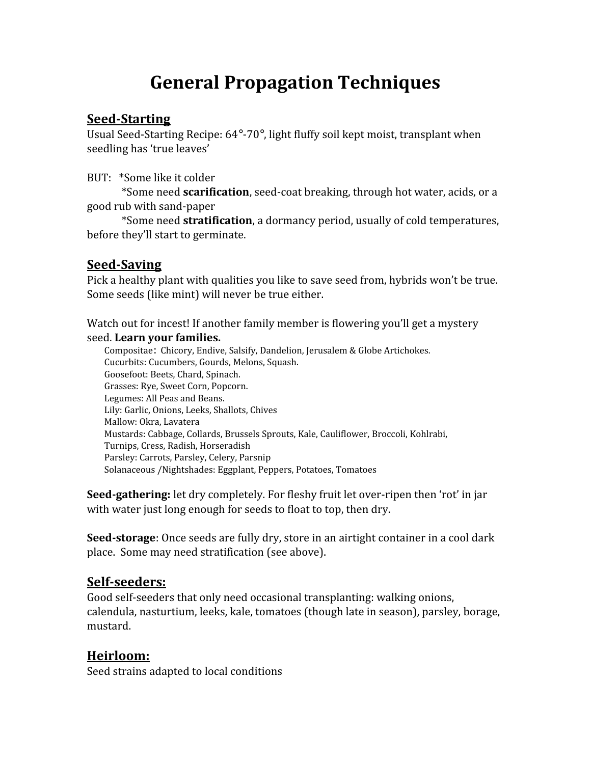# General Propagation Techniques

## Seed-Starting

Usual Seed-Starting Recipe: 64°-70°, light fluffy soil kept moist, transplant when seedling has 'true leaves'

BUT: *Some like it colder

*Some need **scarification**, seed-coat breaking, through hot water, acids, or a good rub with sand-paper

*Some need **stratification**, a dormancy period, usually of cold temperatures, before they'll start to germinate.

## Seed-Saving

Pick a healthy plant with qualities you like to save seed from, hybrids won't be true. Some seeds (like mint) will never be true either.

Watch out for incest! If another family member is flowering you'll get a mystery seed. **Learn your families.**

Compositae: Chicory, Endive, Salsify, Dandelion, Jerusalem & Globe Artichokes.
Cucurbits: Cucumbers, Gourds, Melons, Squash.
Goosefoot: Beets, Chard, Spinach.
Grasses: Rye, Sweet Corn, Popcorn.
Legumes: All Peas and Beans.
Lily: Garlic, Onions, Leeks, Shallots, Chives
Mallow: Okra, Lavatera
Mustards: Cabbage, Collards, Brussels Sprouts, Kale, Cauliflower, Broccoli, Kohlrabi, Turnips, Cress, Radish, Horseradish
Parsley: Carrots, Parsley, Celery, Parsnip
Solanaceous /Nightshades: Eggplant, Peppers, Potatoes, Tomatoes

**Seed-gathering:** let dry completely. For fleshy fruit let over-ripen then 'rot' in jar with water just long enough for seeds to float to top, then dry.

**Seed-storage**: Once seeds are fully dry, store in an airtight container in a cool dark place. Some may need stratification (see above).

## Self-seeders:

Good self-seeders that only need occasional transplanting: walking onions, calendula, nasturtium, leeks, kale, tomatoes (though late in season), parsley, borage, mustard.

## Heirloom:

Seed strains adapted to local conditions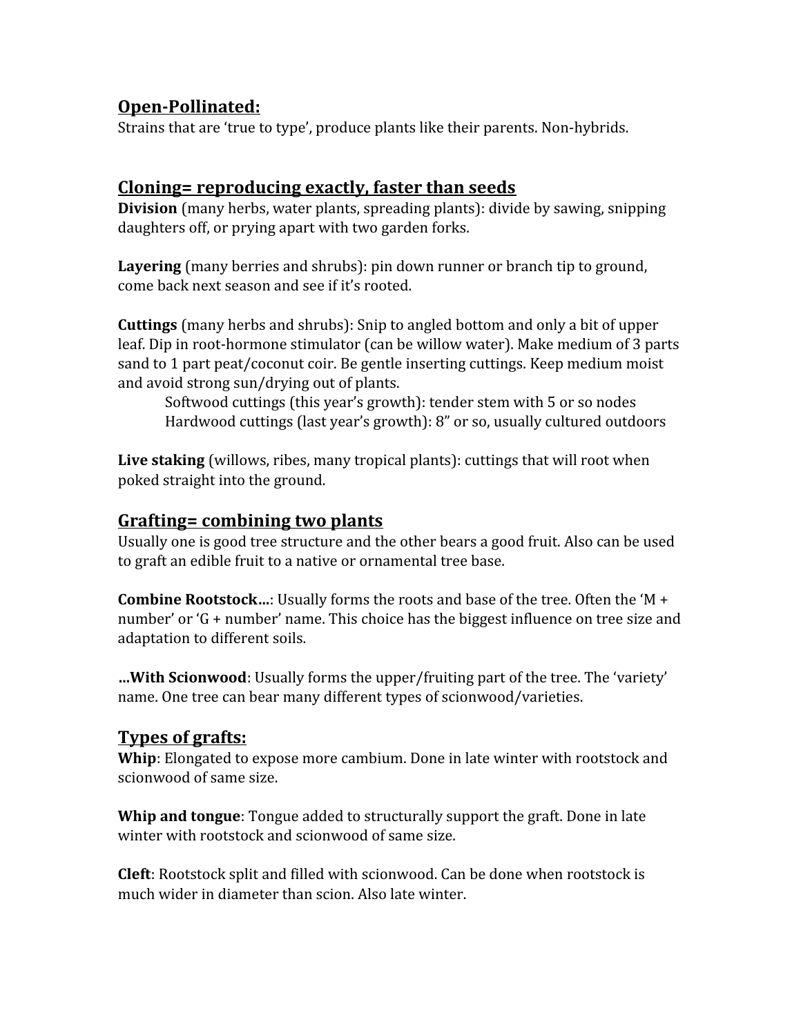## Open-Pollinated:

Strains that are 'true to type', produce plants like their parents. Non-hybrids.

## Cloning= reproducing exactly, faster than seeds

**Division** (many herbs, water plants, spreading plants): divide by sawing, snipping daughters off, or prying apart with two garden forks.

**Layering** (many berries and shrubs): pin down runner or branch tip to ground, come back next season and see if it's rooted.

**Cuttings** (many herbs and shrubs): Snip to angled bottom and only a bit of upper leaf. Dip in root-hormone stimulator (can be willow water). Make medium of 3 parts sand to 1 part peat/coconut coir. Be gentle inserting cuttings. Keep medium moist and avoid strong sun/drying out of plants.

> Softwood cuttings (this year's growth): tender stem with 5 or so nodes
> Hardwood cuttings (last year's growth): 8" or so, usually cultured outdoors

**Live staking** (willows, ribes, many tropical plants): cuttings that will root when poked straight into the ground.

## Grafting= combining two plants

Usually one is good tree structure and the other bears a good fruit. Also can be used to graft an edible fruit to a native or ornamental tree base.

**Combine Rootstock…**: Usually forms the roots and base of the tree. Often the 'M + number' or 'G + number' name. This choice has the biggest influence on tree size and adaptation to different soils.

**…With Scionwood**: Usually forms the upper/fruiting part of the tree. The 'variety' name. One tree can bear many different types of scionwood/varieties.

## Types of grafts:

**Whip**: Elongated to expose more cambium. Done in late winter with rootstock and scionwood of same size.

**Whip and tongue**: Tongue added to structurally support the graft. Done in late winter with rootstock and scionwood of same size.

**Cleft**: Rootstock split and filled with scionwood. Can be done when rootstock is much wider in diameter than scion. Also late winter.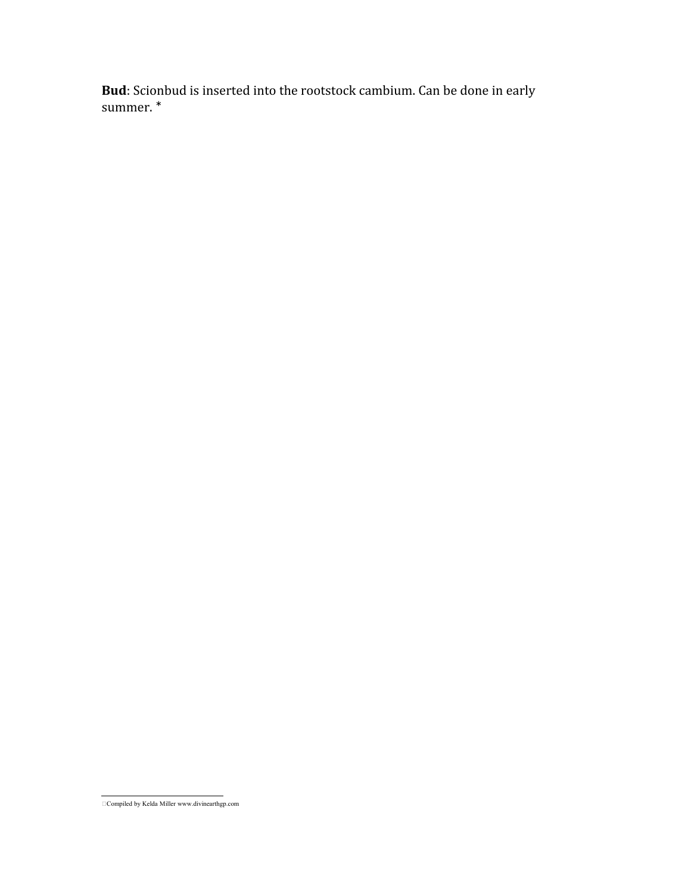**Bud**: Scionbud is inserted into the rootstock cambium. Can be done in early summer. *

Compiled by Kelda Miller www.divinearthgp.com